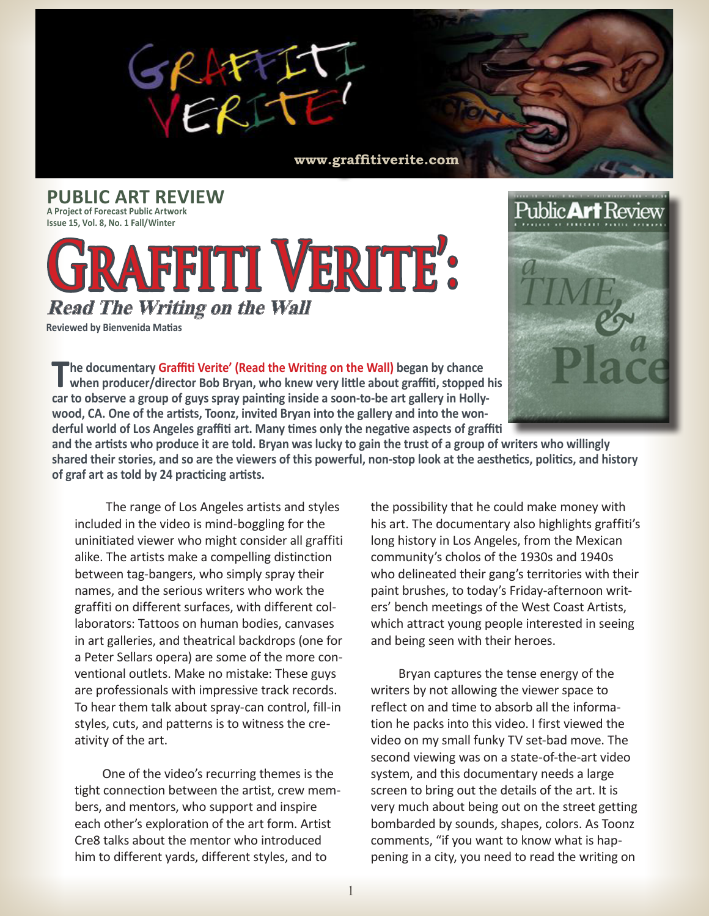# GRAFFITI VERITE'

www.graffitiverite.com

**PUBLIC ART REVIEW**
**A Project of Forecast Public Artwork**
**Issue 15, Vol. 8, No. 1 Fall/Winter**

# Graffiti Verite':

## *Read The Writing on the Wall*

**Reviewed by Bienvenida Matias**

**The documentary Graffiti Verite' (Read the Writing on the Wall) began by chance when producer/director Bob Bryan, who knew very little about graffiti, stopped his car to observe a group of guys spray painting inside a soon-to-be art gallery in Hollywood, CA. One of the artists, Toonz, invited Bryan into the gallery and into the wonderful world of Los Angeles graffiti art. Many times only the negative aspects of graffiti and the artists who produce it are told. Bryan was lucky to gain the trust of a group of writers who willingly shared their stories, and so are the viewers of this powerful, non-stop look at the aesthetics, politics, and history of graf art as told by 24 practicing artists.**

The range of Los Angeles artists and styles included in the video is mind-boggling for the uninitiated viewer who might consider all graffiti alike. The artists make a compelling distinction between tag-bangers, who simply spray their names, and the serious writers who work the graffiti on different surfaces, with different collaborators: Tattoos on human bodies, canvases in art galleries, and theatrical backdrops (one for a Peter Sellars opera) are some of the more conventional outlets. Make no mistake: These guys are professionals with impressive track records. To hear them talk about spray-can control, fill-in styles, cuts, and patterns is to witness the creativity of the art.

One of the video's recurring themes is the tight connection between the artist, crew members, and mentors, who support and inspire each other's exploration of the art form. Artist Cre8 talks about the mentor who introduced him to different yards, different styles, and to the possibility that he could make money with his art. The documentary also highlights graffiti's long history in Los Angeles, from the Mexican community's cholos of the 1930s and 1940s who delineated their gang's territories with their paint brushes, to today's Friday-afternoon writers' bench meetings of the West Coast Artists, which attract young people interested in seeing and being seen with their heroes.

Bryan captures the tense energy of the writers by not allowing the viewer space to reflect on and time to absorb all the information he packs into this video. I first viewed the video on my small funky TV set-bad move. The second viewing was on a state-of-the-art video system, and this documentary needs a large screen to bring out the details of the art. It is very much about being out on the street getting bombarded by sounds, shapes, colors. As Toonz comments, "if you want to know what is happening in a city, you need to read the writing on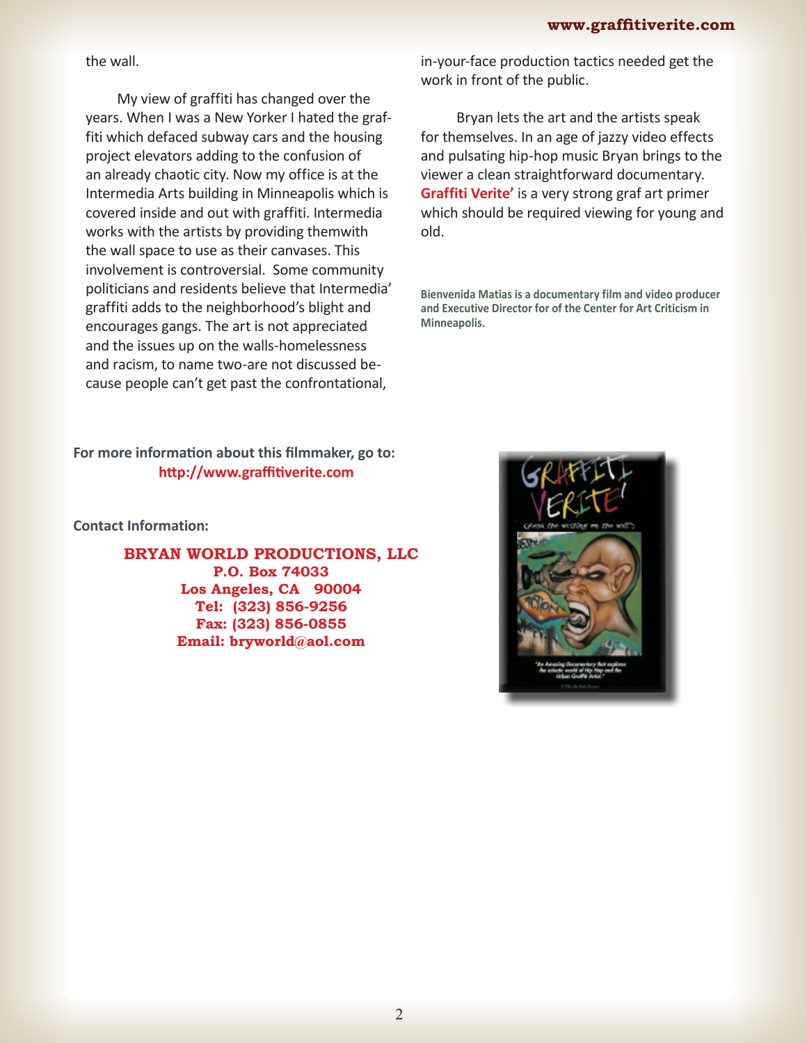the wall.

My view of graffiti has changed over the years. When I was a New Yorker I hated the graffiti which defaced subway cars and the housing project elevators adding to the confusion of an already chaotic city. Now my office is at the Intermedia Arts building in Minneapolis which is covered inside and out with graffiti. Intermedia works with the artists by providing themwith the wall space to use as their canvases. This involvement is controversial. Some community politicians and residents believe that Intermedia' graffiti adds to the neighborhood's blight and encourages gangs. The art is not appreciated and the issues up on the walls-homelessness and racism, to name two-are not discussed because people can't get past the confrontational, in-your-face production tactics needed get the work in front of the public.

Bryan lets the art and the artists speak for themselves. In an age of jazzy video effects and pulsating hip-hop music Bryan brings to the viewer a clean straightforward documentary. **Graffiti Verite'** is a very strong graf art primer which should be required viewing for young and old.

**Bienvenida Matias is a documentary film and video producer and Executive Director for of the Center for Art Criticism in Minneapolis.**

**For more information about this filmmaker, go to:**
**http://www.graffitiverite.com**

**Contact Information:**

**BRYAN WORLD PRODUCTIONS, LLC**
**P.O. Box 74033**
**Los Angeles, CA 90004**
**Tel: (323) 856-9256**
**Fax: (323) 856-0855**
**Email: bryworld@aol.com**